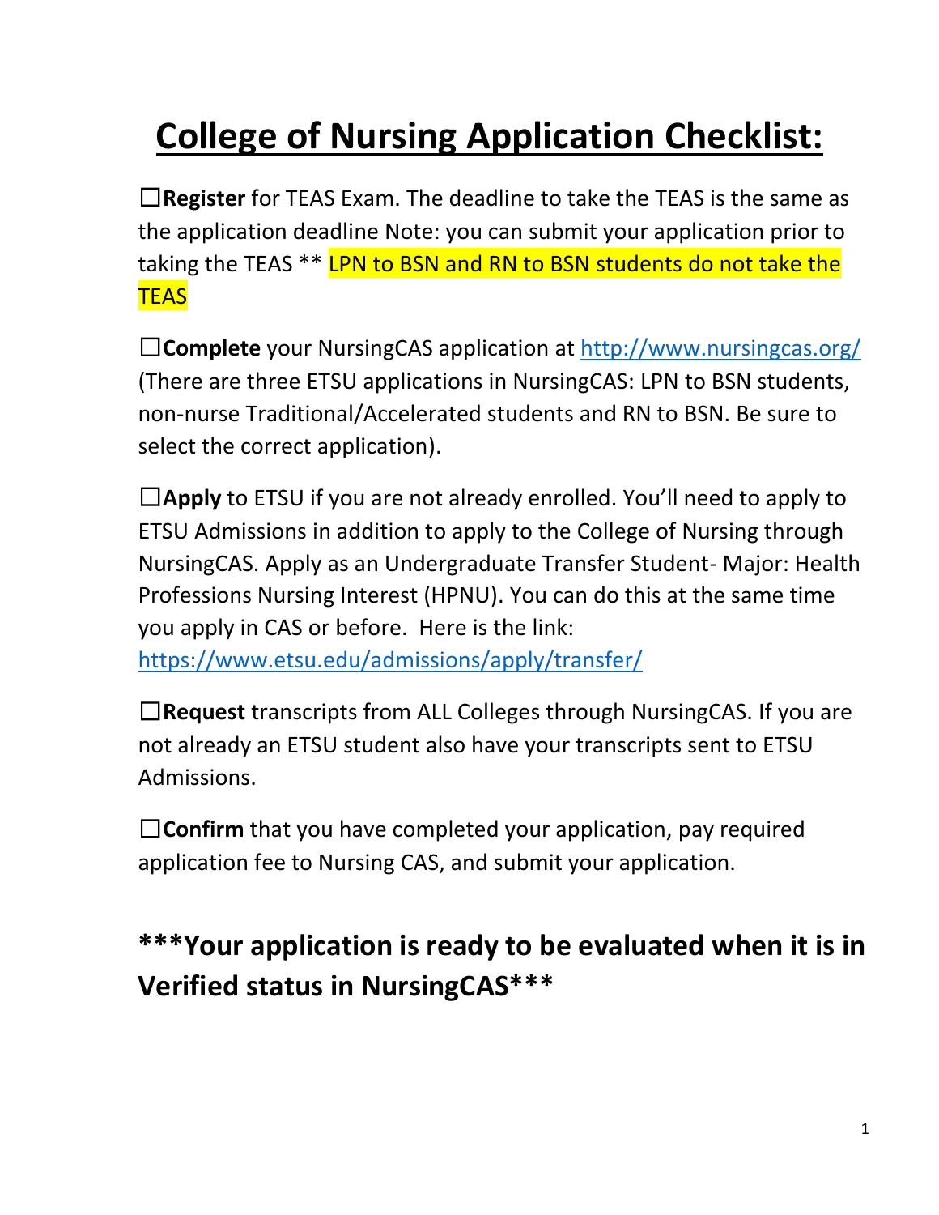# College of Nursing Application Checklist:

☐**Register** for TEAS Exam. The deadline to take the TEAS is the same as the application deadline Note: you can submit your application prior to taking the TEAS ** LPN to BSN and RN to BSN students do not take the TEAS

☐**Complete** your NursingCAS application at http://www.nursingcas.org/ (There are three ETSU applications in NursingCAS: LPN to BSN students, non-nurse Traditional/Accelerated students and RN to BSN. Be sure to select the correct application).

☐**Apply** to ETSU if you are not already enrolled. You'll need to apply to ETSU Admissions in addition to apply to the College of Nursing through NursingCAS. Apply as an Undergraduate Transfer Student- Major: Health Professions Nursing Interest (HPNU). You can do this at the same time you apply in CAS or before. Here is the link: https://www.etsu.edu/admissions/apply/transfer/

☐**Request** transcripts from ALL Colleges through NursingCAS. If you are not already an ETSU student also have your transcripts sent to ETSU Admissions.

☐**Confirm** that you have completed your application, pay required application fee to Nursing CAS, and submit your application.

## ***Your application is ready to be evaluated when it is in Verified status in NursingCAS***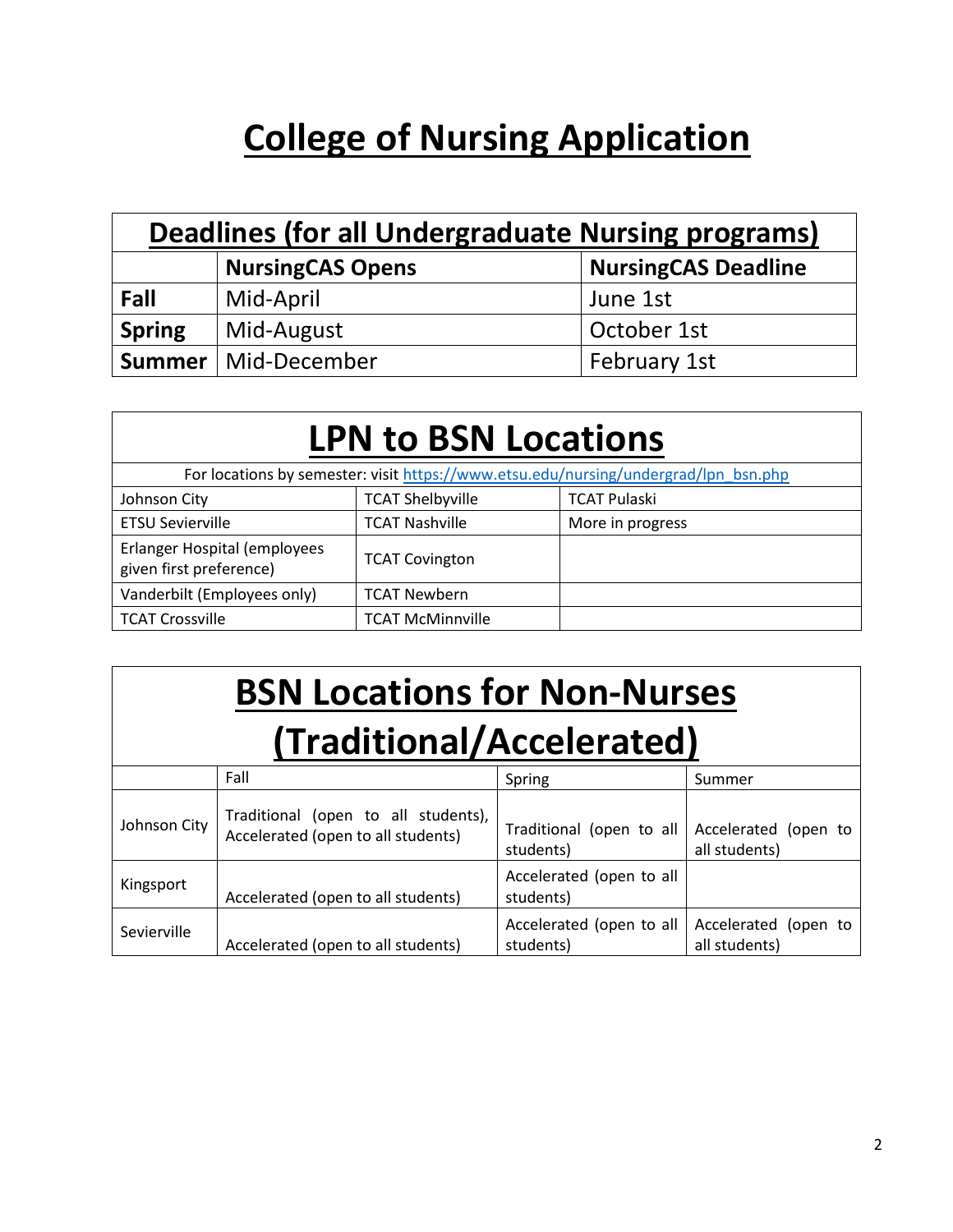# College of Nursing Application

## Deadlines (for all Undergraduate Nursing programs)

| | NursingCAS Opens | NursingCAS Deadline |
|---|---|---|
| **Fall** | Mid-April | June 1st |
| **Spring** | Mid-August | October 1st |
| **Summer** | Mid-December | February 1st |

## LPN to BSN Locations

For locations by semester: visit https://www.etsu.edu/nursing/undergrad/lpn_bsn.php

| | | |
|---|---|---|
| Johnson City | TCAT Shelbyville | TCAT Pulaski |
| ETSU Sevierville | TCAT Nashville | More in progress |
| Erlanger Hospital (employees given first preference) | TCAT Covington | |
| Vanderbilt (Employees only) | TCAT Newbern | |
| TCAT Crossville | TCAT McMinnville | |

## BSN Locations for Non-Nurses (Traditional/Accelerated)

| | Fall | Spring | Summer |
|---|---|---|---|
| Johnson City | Traditional (open to all students), Accelerated (open to all students) | Traditional (open to all students) | Accelerated (open to all students) |
| Kingsport | Accelerated (open to all students) | Accelerated (open to all students) | |
| Sevierville | Accelerated (open to all students) | Accelerated (open to all students) | Accelerated (open to all students) |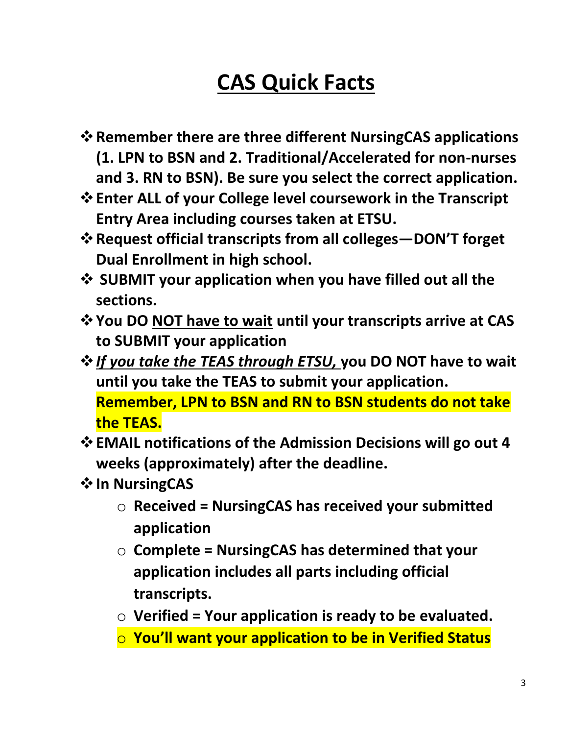# CAS Quick Facts

- **Remember there are three different NursingCAS applications (1. LPN to BSN and 2. Traditional/Accelerated for non-nurses and 3. RN to BSN). Be sure you select the correct application.**
- **Enter ALL of your College level coursework in the Transcript Entry Area including courses taken at ETSU.**
- **Request official transcripts from all colleges—DON'T forget Dual Enrollment in high school.**
- **SUBMIT your application when you have filled out all the sections.**
- **You DO NOT have to wait until your transcripts arrive at CAS to SUBMIT your application**
- ***If you take the TEAS through ETSU,* you DO NOT have to wait until you take the TEAS to submit your application. Remember, LPN to BSN and RN to BSN students do not take the TEAS.**
- **EMAIL notifications of the Admission Decisions will go out 4 weeks (approximately) after the deadline.**
- **In NursingCAS**
  - **Received = NursingCAS has received your submitted application**
  - **Complete = NursingCAS has determined that your application includes all parts including official transcripts.**
  - **Verified = Your application is ready to be evaluated.**
  - **You'll want your application to be in Verified Status**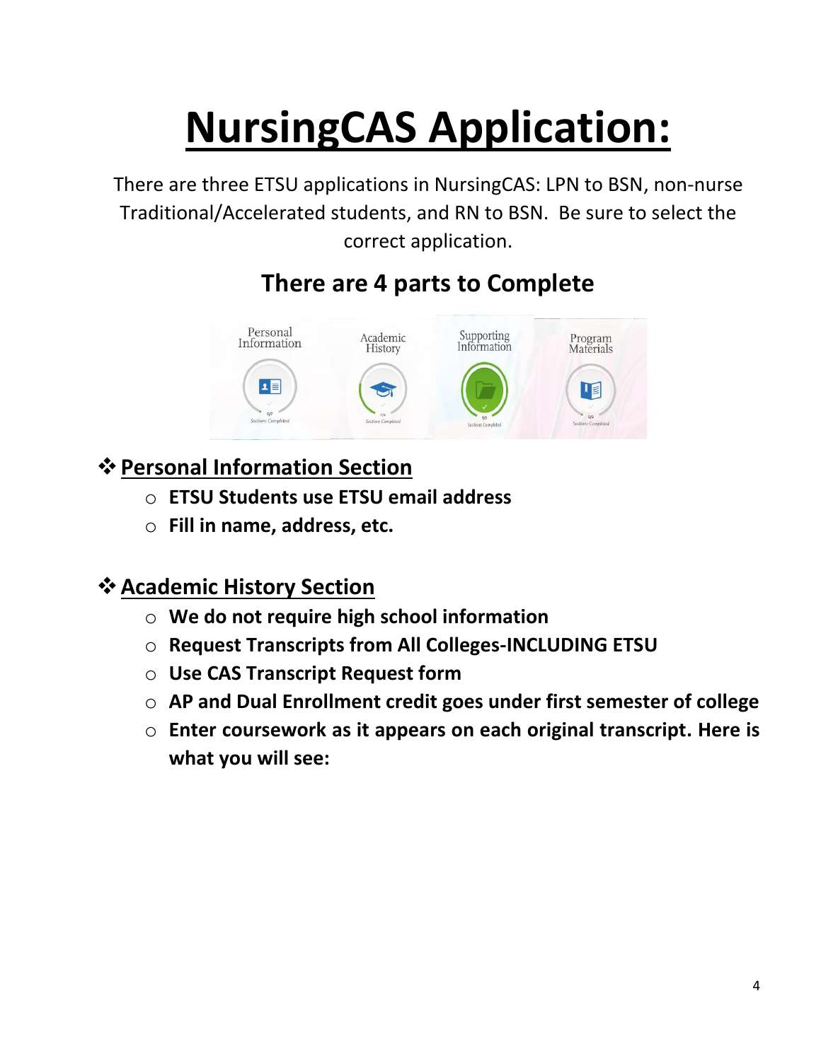# NursingCAS Application:

There are three ETSU applications in NursingCAS: LPN to BSN, non-nurse Traditional/Accelerated students, and RN to BSN. Be sure to select the correct application.

## There are 4 parts to Complete

## ❖ Personal Information Section

- **ETSU Students use ETSU email address**
- **Fill in name, address, etc.**

## ❖ Academic History Section

- **We do not require high school information**
- **Request Transcripts from All Colleges-INCLUDING ETSU**
- **Use CAS Transcript Request form**
- **AP and Dual Enrollment credit goes under first semester of college**
- **Enter coursework as it appears on each original transcript. Here is what you will see:**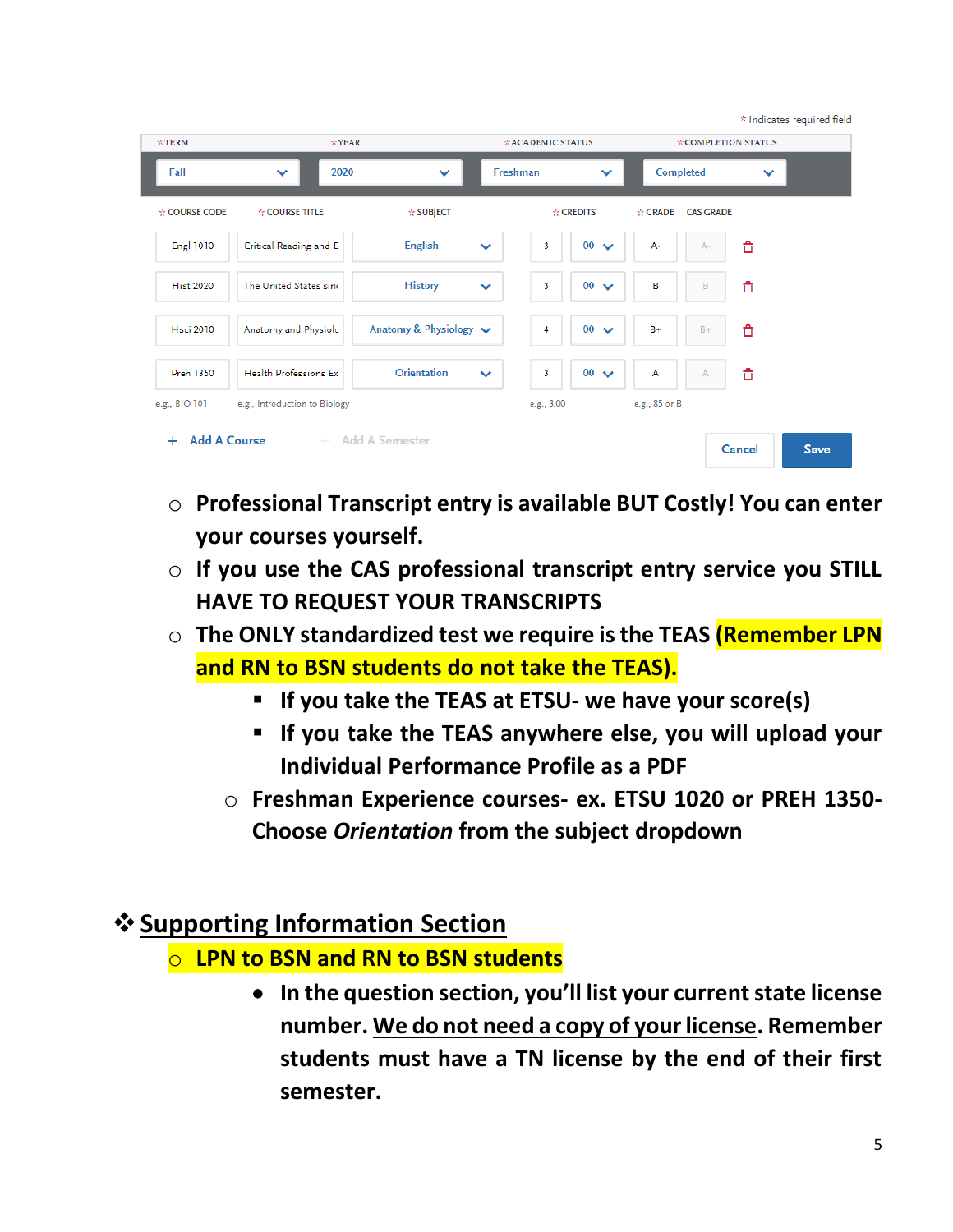\* Indicates required field

| \*TERM | \*YEAR | \*ACADEMIC STATUS | \*COMPLETION STATUS |
|---|---|---|---|
| Fall | 2020 | Freshman | Completed |

| \*COURSE CODE | \*COURSE TITLE | \*SUBJECT | \*CREDITS | | \*GRADE | CAS GRADE |
|---|---|---|---|---|---|---|
| Engl 1010 | Critical Reading and E | English | 3 | 00 | A- | A- |
| Hist 2020 | The United States sinc | History | 3 | 00 | B | B |
| Hsci 2010 | Anatomy and Physiolc | Anatomy & Physiology | 4 | 00 | B+ | B+ |
| Preh 1350 | Health Professions Ex | Orientation | 3 | 00 | A | A |
| e.g., BIO 101 | e.g., Introduction to Biology | | e.g., 3.00 | | e.g., 85 or B | |

+ Add A Course   + Add A Semester   Cancel   Save

- **Professional Transcript entry is available BUT Costly! You can enter your courses yourself.**
- **If you use the CAS professional transcript entry service you STILL HAVE TO REQUEST YOUR TRANSCRIPTS**
- **The ONLY standardized test we require is the TEAS (Remember LPN and RN to BSN students do not take the TEAS).**
  - **If you take the TEAS at ETSU- we have your score(s)**
  - **If you take the TEAS anywhere else, you will upload your Individual Performance Profile as a PDF**
- **Freshman Experience courses- ex. ETSU 1020 or PREH 1350- Choose *Orientation* from the subject dropdown**

## Supporting Information Section

- **LPN to BSN and RN to BSN students**
  - **In the question section, you'll list your current state license number. We do not need a copy of your license. Remember students must have a TN license by the end of their first semester.**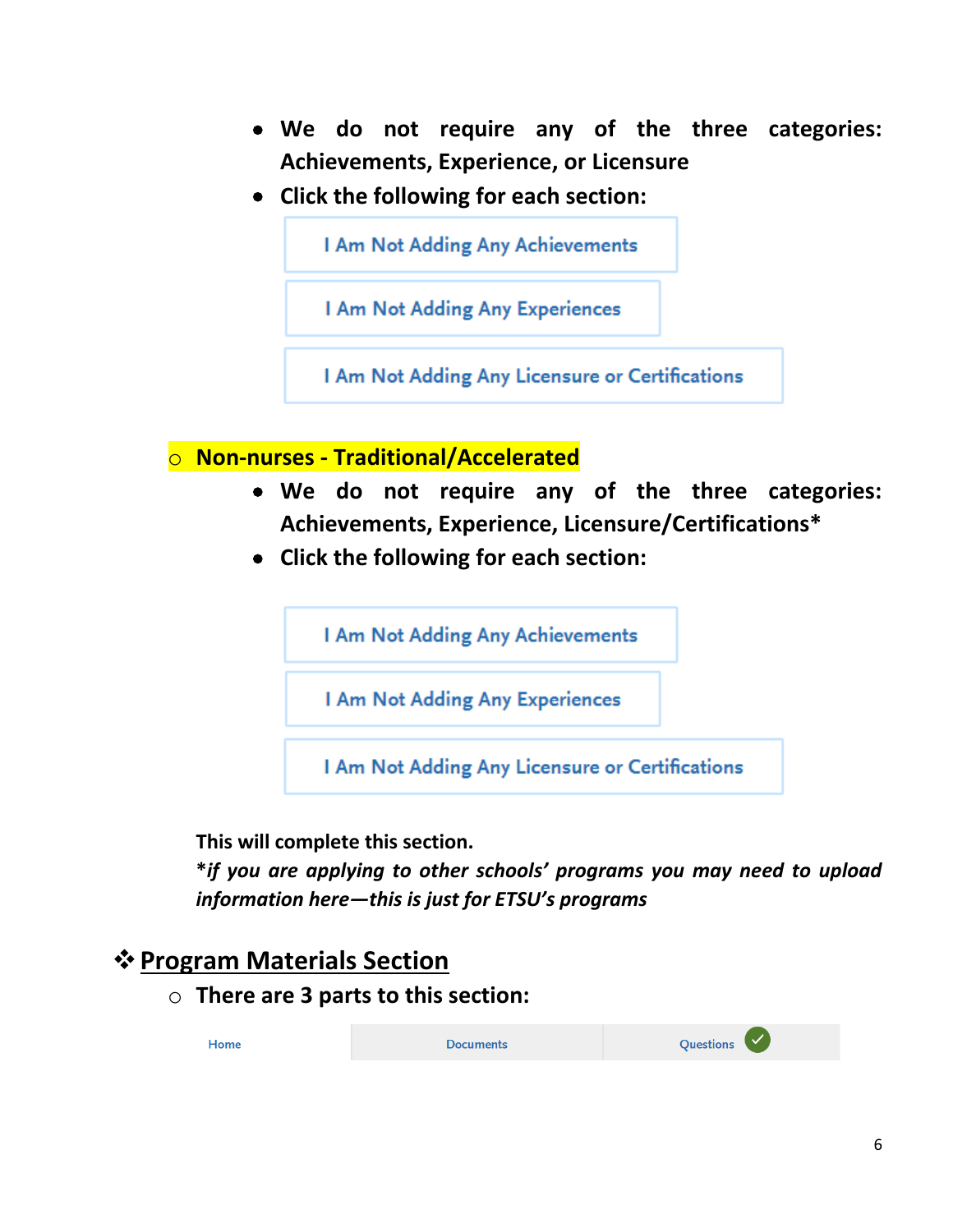- **We do not require any of the three categories: Achievements, Experience, or Licensure**
- **Click the following for each section:**

I Am Not Adding Any Achievements

I Am Not Adding Any Experiences

I Am Not Adding Any Licensure or Certifications

- **Non-nurses - Traditional/Accelerated**
  - **We do not require any of the three categories: Achievements, Experience, Licensure/Certifications***
  - **Click the following for each section:**

I Am Not Adding Any Achievements

I Am Not Adding Any Experiences

I Am Not Adding Any Licensure or Certifications

**This will complete this section.**

***if you are applying to other schools' programs you may need to upload information here—this is just for ETSU's programs***

## ❖ Program Materials Section

- **There are 3 parts to this section:**

| Home | Documents | Questions |
|---|---|---|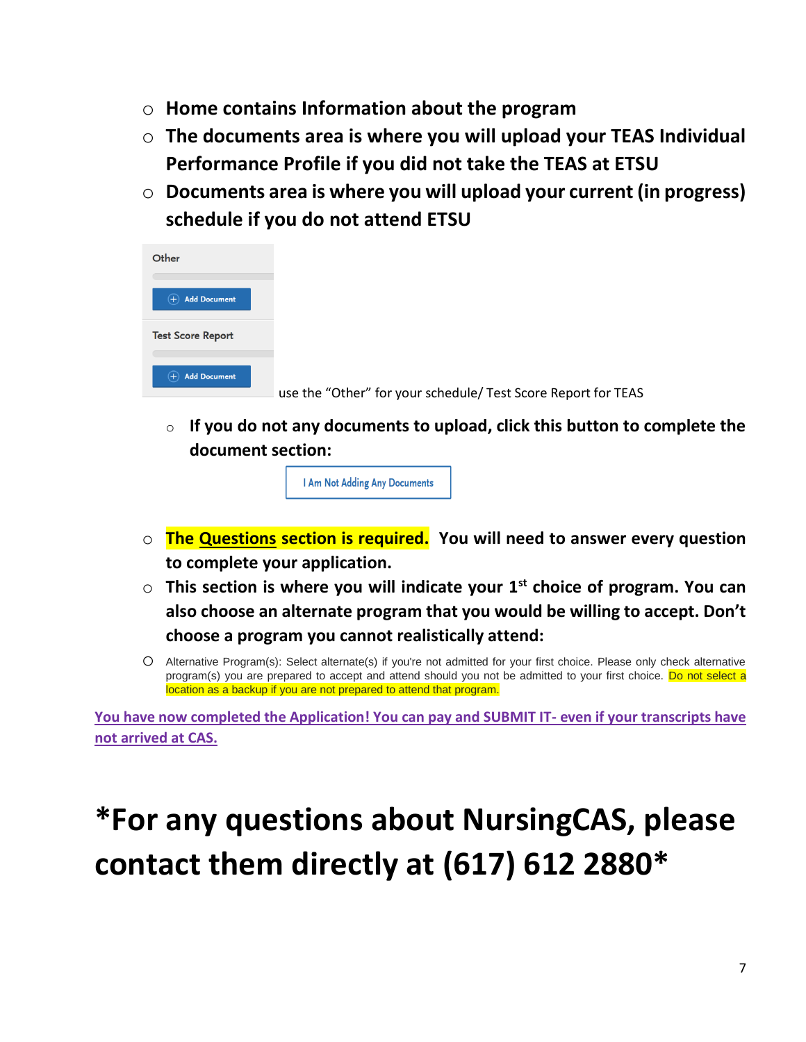- **Home contains Information about the program**
- **The documents area is where you will upload your TEAS Individual Performance Profile if you did not take the TEAS at ETSU**
- **Documents area is where you will upload your current (in progress) schedule if you do not attend ETSU**

Other

Add Document

Test Score Report

Add Document

use the "Other" for your schedule/ Test Score Report for TEAS

  - **If you do not any documents to upload, click this button to complete the document section:**

I Am Not Adding Any Documents

- **The Questions section is required. You will need to answer every question to complete your application.**
- **This section is where you will indicate your 1st choice of program. You can also choose an alternate program that you would be willing to accept. Don't choose a program you cannot realistically attend:**
- Alternative Program(s): Select alternate(s) if you're not admitted for your first choice. Please only check alternative program(s) you are prepared to accept and attend should you not be admitted to your first choice. Do not select a location as a backup if you are not prepared to attend that program.

**You have now completed the Application! You can pay and SUBMIT IT- even if your transcripts have not arrived at CAS.**

# *For any questions about NursingCAS, please contact them directly at (617) 612 2880*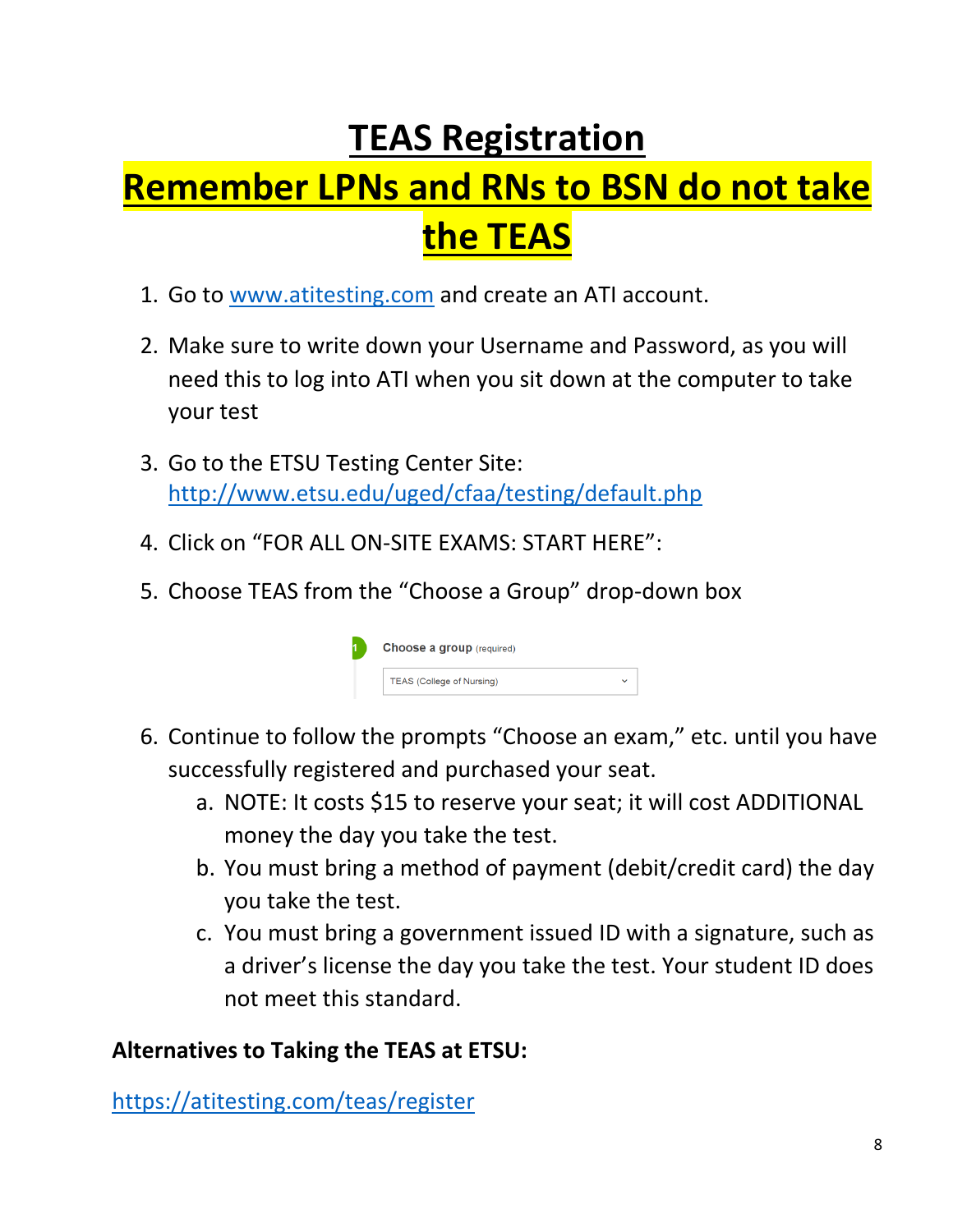# TEAS Registration

## Remember LPNs and RNs to BSN do not take the TEAS

1. Go to [www.atitesting.com](http://www.atitesting.com) and create an ATI account.
2. Make sure to write down your Username and Password, as you will need this to log into ATI when you sit down at the computer to take your test
3. Go to the ETSU Testing Center Site: [http://www.etsu.edu/uged/cfaa/testing/default.php](http://www.etsu.edu/uged/cfaa/testing/default.php)
4. Click on "FOR ALL ON-SITE EXAMS: START HERE":
5. Choose TEAS from the "Choose a Group" drop-down box

   Choose a group (required)

   TEAS (College of Nursing)

6. Continue to follow the prompts "Choose an exam," etc. until you have successfully registered and purchased your seat.
   a. NOTE: It costs $15 to reserve your seat; it will cost ADDITIONAL money the day you take the test.
   b. You must bring a method of payment (debit/credit card) the day you take the test.
   c. You must bring a government issued ID with a signature, such as a driver's license the day you take the test. Your student ID does not meet this standard.

**Alternatives to Taking the TEAS at ETSU:**

[https://atitesting.com/teas/register](https://atitesting.com/teas/register)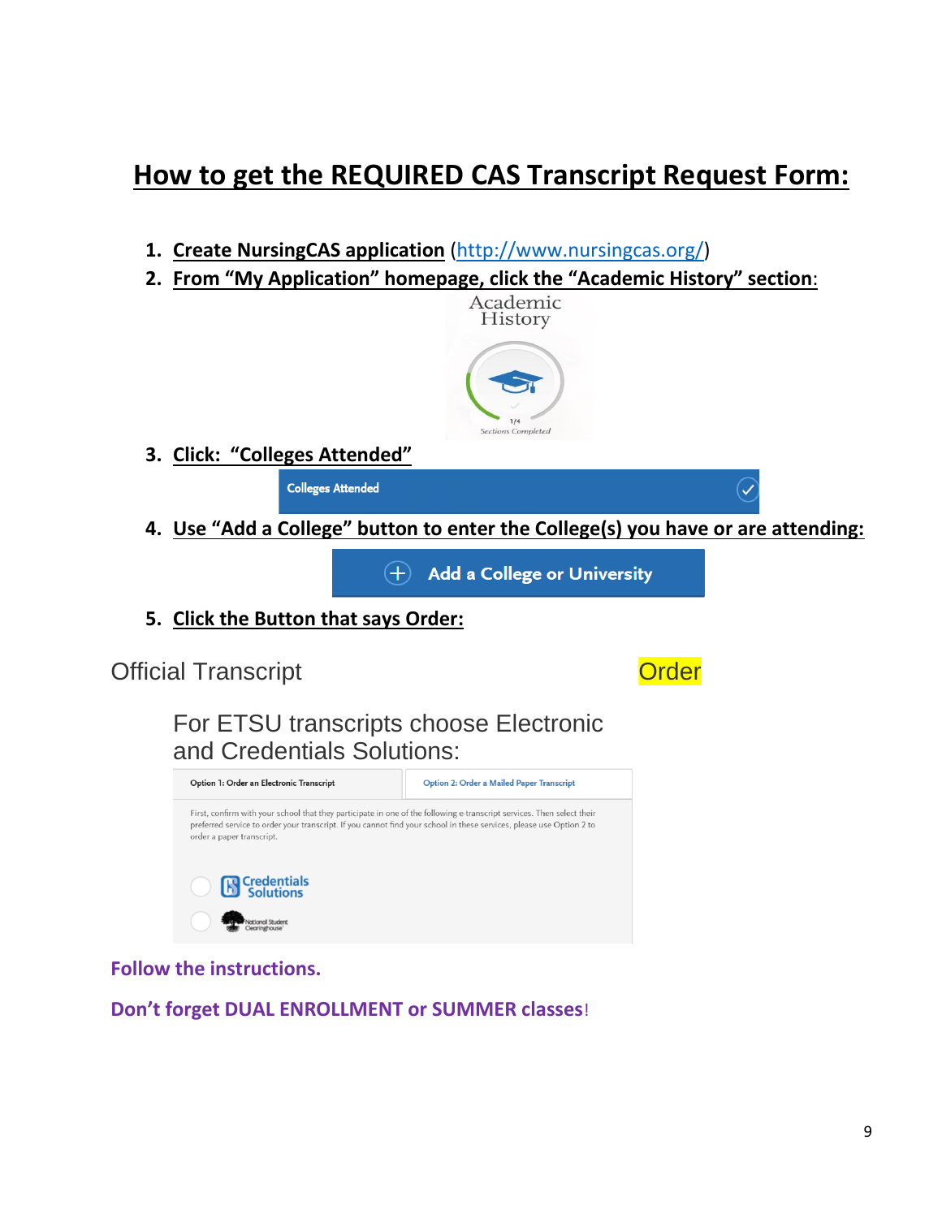# How to get the REQUIRED CAS Transcript Request Form:

1. **Create NursingCAS application** (http://www.nursingcas.org/)
2. **From "My Application" homepage, click the "Academic History" section:**

   Academic History

   1/4 Sections Completed

3. **Click: "Colleges Attended"**

   Colleges Attended

4. **Use "Add a College" button to enter the College(s) you have or are attending:**

   Add a College or University

5. **Click the Button that says Order:**

Official Transcript Order

For ETSU transcripts choose Electronic and Credentials Solutions:

| Option 1: Order an Electronic Transcript | Option 2: Order a Mailed Paper Transcript |
| --- | --- |

First, confirm with your school that they participate in one of the following e-transcript services. Then select their preferred service to order your transcript. If you cannot find your school in these services, please use Option 2 to order a paper transcript.

- Credentials Solutions
- National Student Clearinghouse

**Follow the instructions.**

**Don't forget DUAL ENROLLMENT or SUMMER classes!**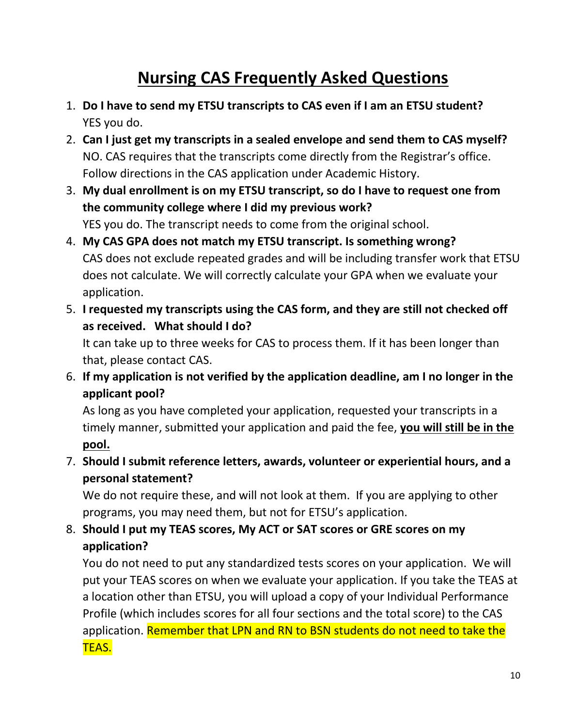# Nursing CAS Frequently Asked Questions

1. **Do I have to send my ETSU transcripts to CAS even if I am an ETSU student?**
   YES you do.
2. **Can I just get my transcripts in a sealed envelope and send them to CAS myself?**
   NO. CAS requires that the transcripts come directly from the Registrar's office. Follow directions in the CAS application under Academic History.
3. **My dual enrollment is on my ETSU transcript, so do I have to request one from the community college where I did my previous work?**
   YES you do. The transcript needs to come from the original school.
4. **My CAS GPA does not match my ETSU transcript. Is something wrong?**
   CAS does not exclude repeated grades and will be including transfer work that ETSU does not calculate. We will correctly calculate your GPA when we evaluate your application.
5. **I requested my transcripts using the CAS form, and they are still not checked off as received. What should I do?**
   It can take up to three weeks for CAS to process them. If it has been longer than that, please contact CAS.
6. **If my application is not verified by the application deadline, am I no longer in the applicant pool?**
   As long as you have completed your application, requested your transcripts in a timely manner, submitted your application and paid the fee, **you will still be in the pool.**
7. **Should I submit reference letters, awards, volunteer or experiential hours, and a personal statement?**
   We do not require these, and will not look at them. If you are applying to other programs, you may need them, but not for ETSU's application.
8. **Should I put my TEAS scores, My ACT or SAT scores or GRE scores on my application?**
   You do not need to put any standardized tests scores on your application. We will put your TEAS scores on when we evaluate your application. If you take the TEAS at a location other than ETSU, you will upload a copy of your Individual Performance Profile (which includes scores for all four sections and the total score) to the CAS application. Remember that LPN and RN to BSN students do not need to take the TEAS.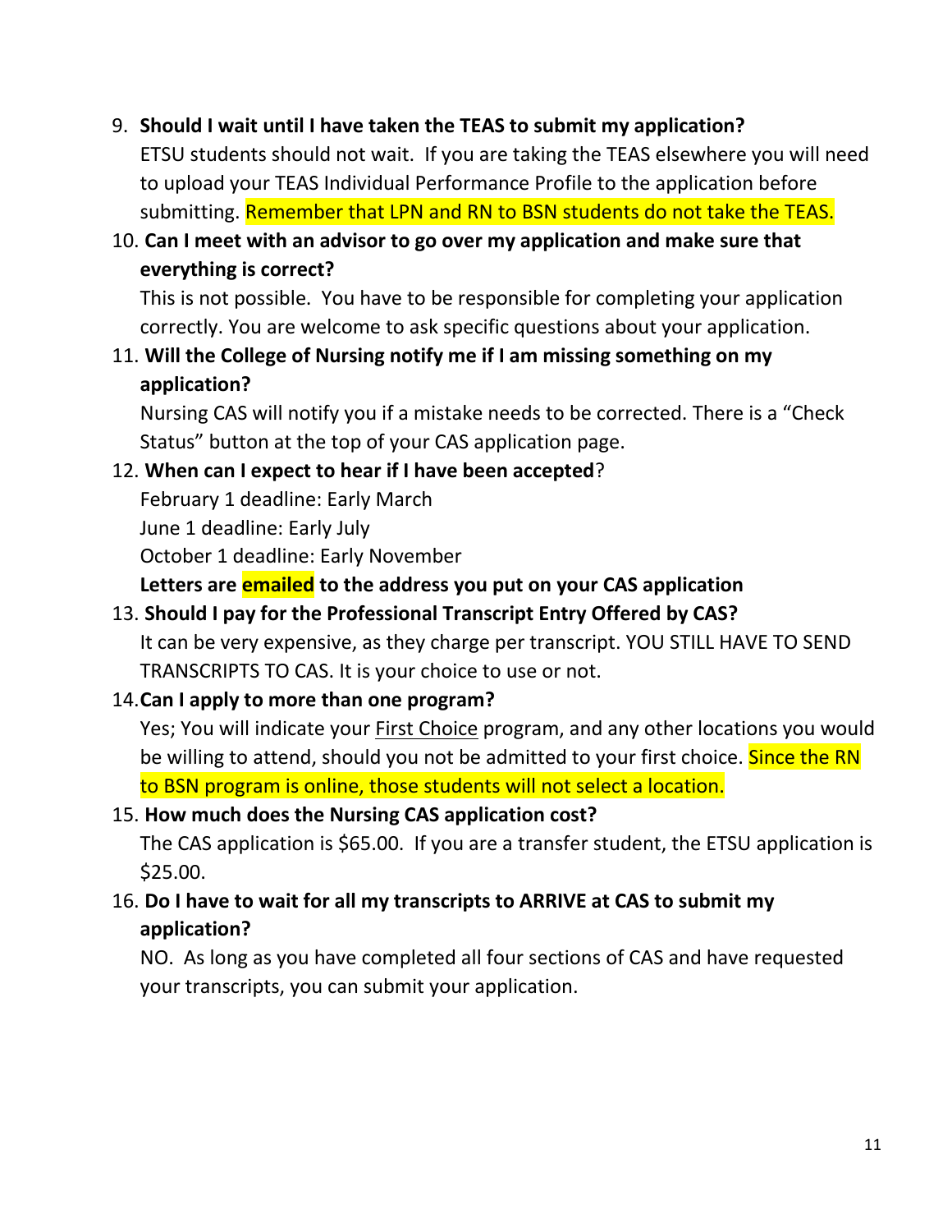9. **Should I wait until I have taken the TEAS to submit my application?**
   ETSU students should not wait. If you are taking the TEAS elsewhere you will need to upload your TEAS Individual Performance Profile to the application before submitting. Remember that LPN and RN to BSN students do not take the TEAS.
10. **Can I meet with an advisor to go over my application and make sure that everything is correct?**
    This is not possible. You have to be responsible for completing your application correctly. You are welcome to ask specific questions about your application.
11. **Will the College of Nursing notify me if I am missing something on my application?**
    Nursing CAS will notify you if a mistake needs to be corrected. There is a "Check Status" button at the top of your CAS application page.
12. **When can I expect to hear if I have been accepted**?
    February 1 deadline: Early March
    June 1 deadline: Early July
    October 1 deadline: Early November
    **Letters are emailed to the address you put on your CAS application**
13. **Should I pay for the Professional Transcript Entry Offered by CAS?**
    It can be very expensive, as they charge per transcript. YOU STILL HAVE TO SEND TRANSCRIPTS TO CAS. It is your choice to use or not.
14. **Can I apply to more than one program?**
    Yes; You will indicate your First Choice program, and any other locations you would be willing to attend, should you not be admitted to your first choice. Since the RN to BSN program is online, those students will not select a location.
15. **How much does the Nursing CAS application cost?**
    The CAS application is $65.00. If you are a transfer student, the ETSU application is $25.00.
16. **Do I have to wait for all my transcripts to ARRIVE at CAS to submit my application?**
    NO. As long as you have completed all four sections of CAS and have requested your transcripts, you can submit your application.